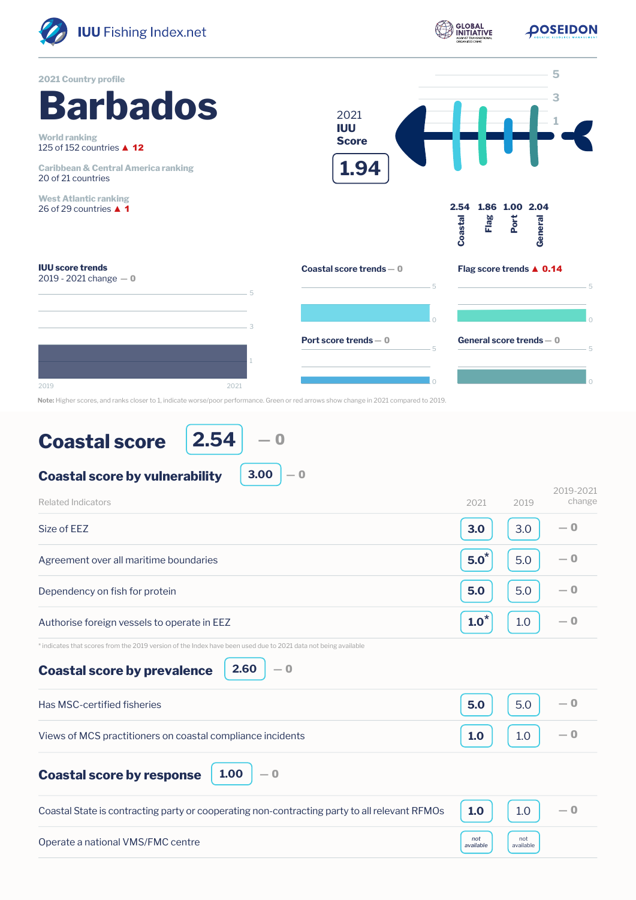IUU Fishing Index.net

2021 Country profile

# Barbados

World ranking
125 of 152 countries ▲ 12

Caribbean & Central America ranking
20 of 21 countries

West Atlantic ranking
26 of 29 countries ▲ 1

2021 IUU Score **1.94**

| Coastal | Flag | Port | General |
|---|---|---|---|
| 2.54 | 1.86 | 1.00 | 2.04 |

**IUU score trends**
2019 - 2021 change — 0

**Coastal score trends** — 0

**Flag score trends** ▲ 0.14

**Port score trends** — 0

**General score trends** — 0

**Note:** Higher scores, and ranks closer to 1, indicate worse/poor performance. Green or red arrows show change in 2021 compared to 2019.

## Coastal score 2.54 — 0

### Coastal score by vulnerability 3.00 — 0

| Related Indicators | 2021 | 2019 | 2019-2021 change |
|---|---|---|---|
| Size of EEZ | 3.0 | 3.0 | — 0 |
| Agreement over all maritime boundaries | 5.0* | 5.0 | — 0 |
| Dependency on fish for protein | 5.0 | 5.0 | — 0 |
| Authorise foreign vessels to operate in EEZ | 1.0* | 1.0 | — 0 |

\* indicates that scores from the 2019 version of the Index have been used due to 2021 data not being available

### Coastal score by prevalence 2.60 — 0

| Related Indicators | 2021 | 2019 | 2019-2021 change |
|---|---|---|---|
| Has MSC-certified fisheries | 5.0 | 5.0 | — 0 |
| Views of MCS practitioners on coastal compliance incidents | 1.0 | 1.0 | — 0 |

### Coastal score by response 1.00 — 0

| Related Indicators | 2021 | 2019 | 2019-2021 change |
|---|---|---|---|
| Coastal State is contracting party or cooperating non-contracting party to all relevant RFMOs | 1.0 | 1.0 | — 0 |
| Operate a national VMS/FMC centre | not available | not available | |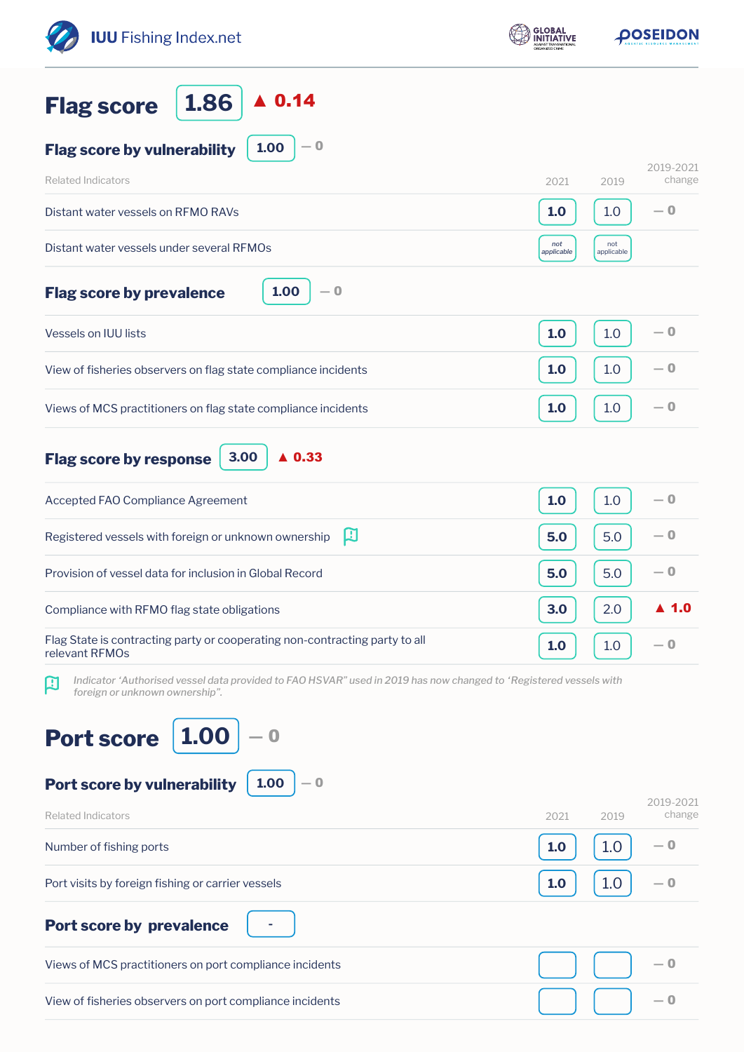## Flag score 1.86 ▲ 0.14

### Flag score by vulnerability 1.00 — 0

| Related Indicators | 2021 | 2019 | 2019-2021 change |
|---|---|---|---|
| Distant water vessels on RFMO RAVs | 1.0 | 1.0 | — 0 |
| Distant water vessels under several RFMOs | not applicable | not applicable | |

### Flag score by prevalence 1.00 — 0

| Related Indicators | 2021 | 2019 | 2019-2021 change |
|---|---|---|---|
| Vessels on IUU lists | 1.0 | 1.0 | — 0 |
| View of fisheries observers on flag state compliance incidents | 1.0 | 1.0 | — 0 |
| Views of MCS practitioners on flag state compliance incidents | 1.0 | 1.0 | — 0 |

### Flag score by response 3.00 ▲ 0.33

| Related Indicators | 2021 | 2019 | 2019-2021 change |
|---|---|---|---|
| Accepted FAO Compliance Agreement | 1.0 | 1.0 | — 0 |
| Registered vessels with foreign or unknown ownership | 5.0 | 5.0 | — 0 |
| Provision of vessel data for inclusion in Global Record | 5.0 | 5.0 | — 0 |
| Compliance with RFMO flag state obligations | 3.0 | 2.0 | ▲ 1.0 |
| Flag State is contracting party or cooperating non-contracting party to all relevant RFMOs | 1.0 | 1.0 | — 0 |

*Indicator 'Authorised vessel data provided to FAO HSVAR" used in 2019 has now changed to 'Registered vessels with foreign or unknown ownership".*

## Port score 1.00 — 0

### Port score by vulnerability 1.00 — 0

| Related Indicators | 2021 | 2019 | 2019-2021 change |
|---|---|---|---|
| Number of fishing ports | 1.0 | 1.0 | — 0 |
| Port visits by foreign fishing or carrier vessels | 1.0 | 1.0 | — 0 |

### Port score by prevalence -

| Related Indicators | 2021 | 2019 | 2019-2021 change |
|---|---|---|---|
| Views of MCS practitioners on port compliance incidents | | | — 0 |
| View of fisheries observers on port compliance incidents | | | — 0 |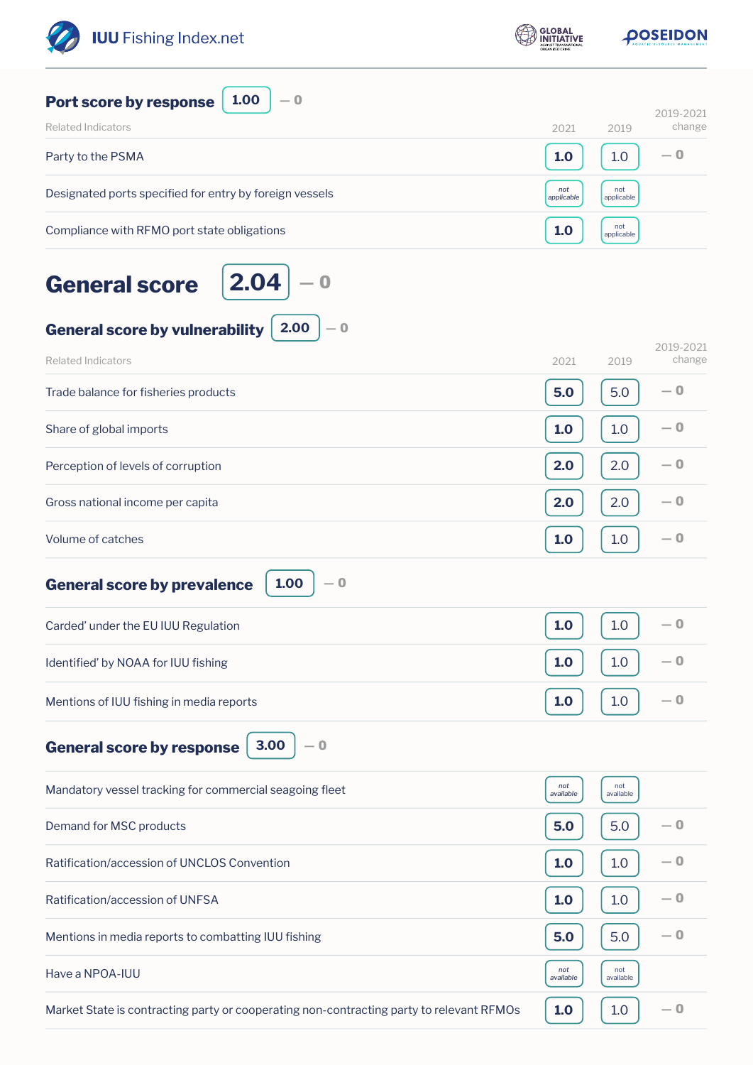## Port score by response 1.00 — 0

| Related Indicators | 2021 | 2019 | 2019-2021 change |
|---|---|---|---|
| Party to the PSMA | 1.0 | 1.0 | — 0 |
| Designated ports specified for entry by foreign vessels | not applicable | not applicable | |
| Compliance with RFMO port state obligations | 1.0 | not applicable | |

# General score 2.04 — 0

## General score by vulnerability 2.00 — 0

| Related Indicators | 2021 | 2019 | 2019-2021 change |
|---|---|---|---|
| Trade balance for fisheries products | 5.0 | 5.0 | — 0 |
| Share of global imports | 1.0 | 1.0 | — 0 |
| Perception of levels of corruption | 2.0 | 2.0 | — 0 |
| Gross national income per capita | 2.0 | 2.0 | — 0 |
| Volume of catches | 1.0 | 1.0 | — 0 |

## General score by prevalence 1.00 — 0

| | | | |
|---|---|---|---|
| Carded' under the EU IUU Regulation | 1.0 | 1.0 | — 0 |
| Identified' by NOAA for IUU fishing | 1.0 | 1.0 | — 0 |
| Mentions of IUU fishing in media reports | 1.0 | 1.0 | — 0 |

## General score by response 3.00 — 0

| | | | |
|---|---|---|---|
| Mandatory vessel tracking for commercial seagoing fleet | not available | not available | |
| Demand for MSC products | 5.0 | 5.0 | — 0 |
| Ratification/accession of UNCLOS Convention | 1.0 | 1.0 | — 0 |
| Ratification/accession of UNFSA | 1.0 | 1.0 | — 0 |
| Mentions in media reports to combatting IUU fishing | 5.0 | 5.0 | — 0 |
| Have a NPOA-IUU | not available | not available | |
| Market State is contracting party or cooperating non-contracting party to relevant RFMOs | 1.0 | 1.0 | — 0 |